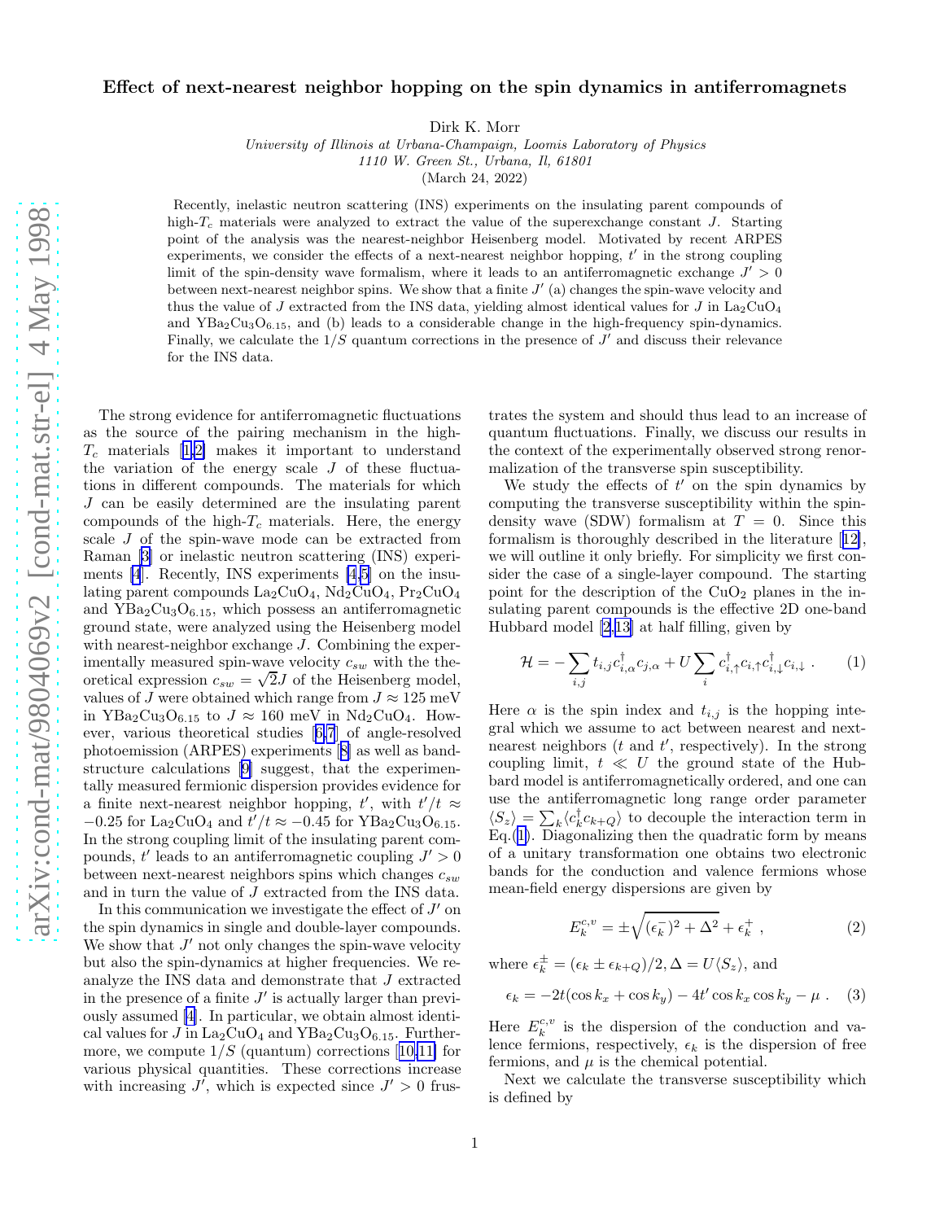# Effect of next-nearest neighbor hopping on the spin dynamics in antiferromagnets

Dirk K. Morr

*University of Illinois at Urbana-Champaign, Loomis Laboratory of Physics*
*1110 W. Green St., Urbana, Il, 61801*
(March 24, 2022)

Recently, inelastic neutron scattering (INS) experiments on the insulating parent compounds of high-$T_c$ materials were analyzed to extract the value of the superexchange constant $J$. Starting point of the analysis was the nearest-neighbor Heisenberg model. Motivated by recent ARPES experiments, we consider the effects of a next-nearest neighbor hopping, $t'$ in the strong coupling limit of the spin-density wave formalism, where it leads to an antiferromagnetic exchange $J' > 0$ between next-nearest neighbor spins. We show that a finite $J'$ (a) changes the spin-wave velocity and thus the value of $J$ extracted from the INS data, yielding almost identical values for $J$ in $La_2CuO_4$ and $YBa_2Cu_3O_{6.15}$, and (b) leads to a considerable change in the high-frequency spin-dynamics. Finally, we calculate the $1/S$ quantum corrections in the presence of $J'$ and discuss their relevance for the INS data.

The strong evidence for antiferromagnetic fluctuations as the source of the pairing mechanism in the high-$T_c$ materials [1,2] makes it important to understand the variation of the energy scale $J$ of these fluctuations in different compounds. The materials for which $J$ can be easily determined are the insulating parent compounds of the high-$T_c$ materials. Here, the energy scale $J$ of the spin-wave mode can be extracted from Raman [3] or inelastic neutron scattering (INS) experiments [4]. Recently, INS experiments [4,5] on the insulating parent compounds $La_2CuO_4$, $Nd_2CuO_4$, $Pr_2CuO_4$ and $YBa_2Cu_3O_{6.15}$, which possess an antiferromagnetic ground state, were analyzed using the Heisenberg model with nearest-neighbor exchange $J$. Combining the experimentally measured spin-wave velocity $c_{sw}$ with the theoretical expression $c_{sw} = \sqrt{2}J$ of the Heisenberg model, values of $J$ were obtained which range from $J \approx 125$ meV in $YBa_2Cu_3O_{6.15}$ to $J \approx 160$ meV in $Nd_2CuO_4$. However, various theoretical studies [6,7] of angle-resolved photoemission (ARPES) experiments [8] as well as band-structure calculations [9] suggest, that the experimentally measured fermionic dispersion provides evidence for a finite next-nearest neighbor hopping, $t'$, with $t'/t \approx -0.25$ for $La_2CuO_4$ and $t'/t \approx -0.45$ for $YBa_2Cu_3O_{6.15}$. In the strong coupling limit of the insulating parent compounds, $t'$ leads to an antiferromagnetic coupling $J' > 0$ between next-nearest neighbors spins which changes $c_{sw}$ and in turn the value of $J$ extracted from the INS data.

In this communication we investigate the effect of $J'$ on the spin dynamics in single and double-layer compounds. We show that $J'$ not only changes the spin-wave velocity but also the spin-dynamics at higher frequencies. We reanalyze the INS data and demonstrate that $J$ extracted in the presence of a finite $J'$ is actually larger than previously assumed [4]. In particular, we obtain almost identical values for $J$ in $La_2CuO_4$ and $YBa_2Cu_3O_{6.15}$. Furthermore, we compute $1/S$ (quantum) corrections [10,11] for various physical quantities. These corrections increase with increasing $J'$, which is expected since $J' > 0$ frustrates the system and should thus lead to an increase of quantum fluctuations. Finally, we discuss our results in the context of the experimentally observed strong renormalization of the transverse spin susceptibility.

We study the effects of $t'$ on the spin dynamics by computing the transverse susceptibility within the spin-density wave (SDW) formalism at $T = 0$. Since this formalism is thoroughly described in the literature [12], we will outline it only briefly. For simplicity we first consider the case of a single-layer compound. The starting point for the description of the $CuO_2$ planes in the insulating parent compounds is the effective 2D one-band Hubbard model [2,13] at half filling, given by

$$\mathcal{H} = -\sum_{i,j} t_{i,j} c^\dagger_{i,\alpha} c_{j,\alpha} + U \sum_i c^\dagger_{i,\uparrow} c_{i,\uparrow} c^\dagger_{i,\downarrow} c_{i,\downarrow} \ . \tag{1}$$

Here $\alpha$ is the spin index and $t_{i,j}$ is the hopping integral which we assume to act between nearest and next-nearest neighbors ($t$ and $t'$, respectively). In the strong coupling limit, $t \ll U$ the ground state of the Hubbard model is antiferromagnetically ordered, and one can use the antiferromagnetic long range order parameter $\langle S_z \rangle = \sum_k \langle c^\dagger_k c_{k+Q} \rangle$ to decouple the interaction term in Eq.(1). Diagonalizing then the quadratic form by means of a unitary transformation one obtains two electronic bands for the conduction and valence fermions whose mean-field energy dispersions are given by

$$E^{c,v}_k = \pm\sqrt{(\epsilon^-_k)^2 + \Delta^2} + \epsilon^+_k \ , \tag{2}$$

where $\epsilon^\pm_k = (\epsilon_k \pm \epsilon_{k+Q})/2, \Delta = U\langle S_z \rangle$, and

$$\epsilon_k = -2t(\cos k_x + \cos k_y) - 4t' \cos k_x \cos k_y - \mu \ . \tag{3}$$

Here $E^{c,v}_k$ is the dispersion of the conduction and valence fermions, respectively, $\epsilon_k$ is the dispersion of free fermions, and $\mu$ is the chemical potential.

Next we calculate the transverse susceptibility which is defined by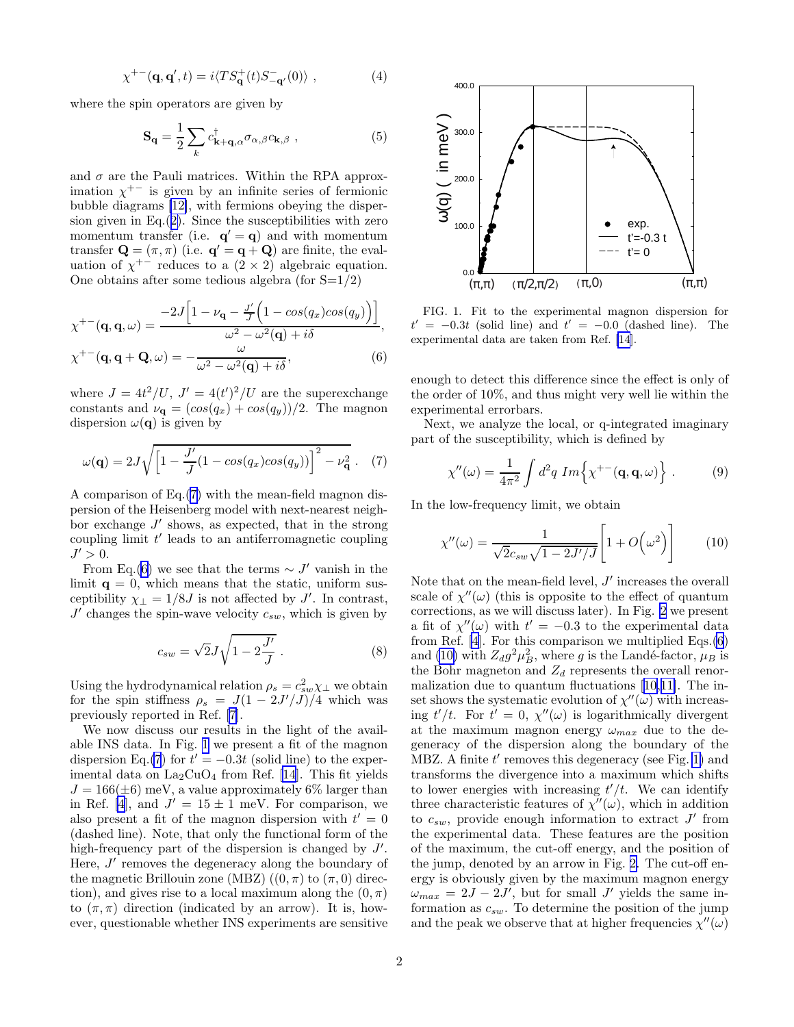$$\chi^{+-}(\mathbf{q},\mathbf{q}',t) = i\langle T S^{+}_{\mathbf{q}}(t) S^{-}_{-\mathbf{q}'}(0)\rangle \ , \tag{4}$$

where the spin operators are given by

$$\mathbf{S_q} = \frac{1}{2}\sum_k c^{\dagger}_{\mathbf{k+q},\alpha}\sigma_{\alpha,\beta}c_{\mathbf{k},\beta} \ , \tag{5}$$

and $\sigma$ are the Pauli matrices. Within the RPA approximation $\chi^{+-}$ is given by an infinite series of fermionic bubble diagrams [12], with fermions obeying the dispersion given in Eq.(2). Since the susceptibilities with zero momentum transfer (i.e. $\mathbf{q}' = \mathbf{q}$) and with momentum transfer $\mathbf{Q} = (\pi,\pi)$ (i.e. $\mathbf{q}' = \mathbf{q} + \mathbf{Q}$) are finite, the evaluation of $\chi^{+-}$ reduces to a $(2\times 2)$ algebraic equation. One obtains after some tedious algebra (for S=1/2)

$$\chi^{+-}(\mathbf{q},\mathbf{q},\omega) = \frac{-2J\Big[1-\nu_{\mathbf{q}} - \frac{J'}{J}\Big(1-cos(q_x)cos(q_y)\Big)\Big]}{\omega^2-\omega^2(\mathbf{q})+i\delta},$$
$$\chi^{+-}(\mathbf{q},\mathbf{q}+\mathbf{Q},\omega) = -\frac{\omega}{\omega^2-\omega^2(\mathbf{q})+i\delta}, \tag{6}$$

where $J = 4t^2/U$, $J' = 4(t')^2/U$ are the superexchange constants and $\nu_{\mathbf{q}} = (cos(q_x)+cos(q_y))/2$. The magnon dispersion $\omega(\mathbf{q})$ is given by

$$\omega(\mathbf{q}) = 2J\sqrt{\Big[1-\frac{J'}{J}(1-cos(q_x)cos(q_y))\Big]^2 - \nu^2_{\mathbf{q}}} \ . \tag{7}$$

A comparison of Eq.(7) with the mean-field magnon dispersion of the Heisenberg model with next-nearest neighbor exchange $J'$ shows, as expected, that in the strong coupling limit $t'$ leads to an antiferromagnetic coupling $J' > 0$.

From Eq.(6) we see that the terms $\sim J'$ vanish in the limit $\mathbf{q} = 0$, which means that the static, uniform susceptibility $\chi_\perp = 1/8J$ is not affected by $J'$. In contrast, $J'$ changes the spin-wave velocity $c_{sw}$, which is given by

$$c_{sw} = \sqrt{2}J\sqrt{1-2\frac{J'}{J}} \ . \tag{8}$$

Using the hydrodynamical relation $\rho_s = c^2_{sw}\chi_\perp$ we obtain for the spin stiffness $\rho_s = J(1-2J'/J)/4$ which was previously reported in Ref. [7].

We now discuss our results in the light of the available INS data. In Fig. 1 we present a fit of the magnon dispersion Eq.(7) for $t' = -0.3t$ (solid line) to the experimental data on $La_2CuO_4$ from Ref. [14]. This fit yields $J = 166(\pm 6)$ meV, a value approximately 6% larger than in Ref. [4], and $J' = 15 \pm 1$ meV. For comparison, we also present a fit of the magnon dispersion with $t' = 0$ (dashed line). Note, that only the functional form of the high-frequency part of the dispersion is changed by $J'$. Here, $J'$ removes the degeneracy along the boundary of the magnetic Brillouin zone (MBZ) ($(0,\pi)$ to $(\pi,0)$ direction), and gives rise to a local maximum along the $(0,\pi)$ to $(\pi,\pi)$ direction (indicated by an arrow). It is, however, questionable whether INS experiments are sensitive enough to detect this difference since the effect is only of the order of 10%, and thus might very well lie within the experimental errorbars.

FIG. 1. Fit to the experimental magnon dispersion for $t' = -0.3t$ (solid line) and $t' = -0.0$ (dashed line). The experimental data are taken from Ref. [14].

Next, we analyze the local, or q-integrated imaginary part of the susceptibility, which is defined by

$$\chi''(\omega) = \frac{1}{4\pi^2}\int d^2q \ Im\Big\{\chi^{+-}(\mathbf{q},\mathbf{q},\omega)\Big\} \ . \tag{9}$$

In the low-frequency limit, we obtain

$$\chi''(\omega) = \frac{1}{\sqrt{2}c_{sw}\sqrt{1-2J'/J}}\Big[1+O\Big(\omega^2\Big)\Big] \tag{10}$$

Note that on the mean-field level, $J'$ increases the overall scale of $\chi''(\omega)$ (this is opposite to the effect of quantum corrections, as we will discuss later). In Fig. 2 we present a fit of $\chi''(\omega)$ with $t' = -0.3$ to the experimental data from Ref. [4]. For this comparison we multiplied Eqs.(6) and (10) with $Z_d g^2\mu_B^2$, where $g$ is the Landé-factor, $\mu_B$ is the Bohr magneton and $Z_d$ represents the overall renormalization due to quantum fluctuations [10,11]. The inset shows the systematic evolution of $\chi''(\omega)$ with increasing $t'/t$. For $t' = 0$, $\chi''(\omega)$ is logarithmically divergent at the maximum magnon energy $\omega_{max}$ due to the degeneracy of the dispersion along the boundary of the MBZ. A finite $t'$ removes this degeneracy (see Fig. 1) and transforms the divergence into a maximum which shifts to lower energies with increasing $t'/t$. We can identify three characteristic features of $\chi''(\omega)$, which in addition to $c_{sw}$, provide enough information to extract $J'$ from the experimental data. These features are the position of the maximum, the cut-off energy, and the position of the jump, denoted by an arrow in Fig. 2. The cut-off energy is obviously given by the maximum magnon energy $\omega_{max} = 2J - 2J'$, but for small $J'$ yields the same information as $c_{sw}$. To determine the position of the jump and the peak we observe that at higher frequencies $\chi''(\omega)$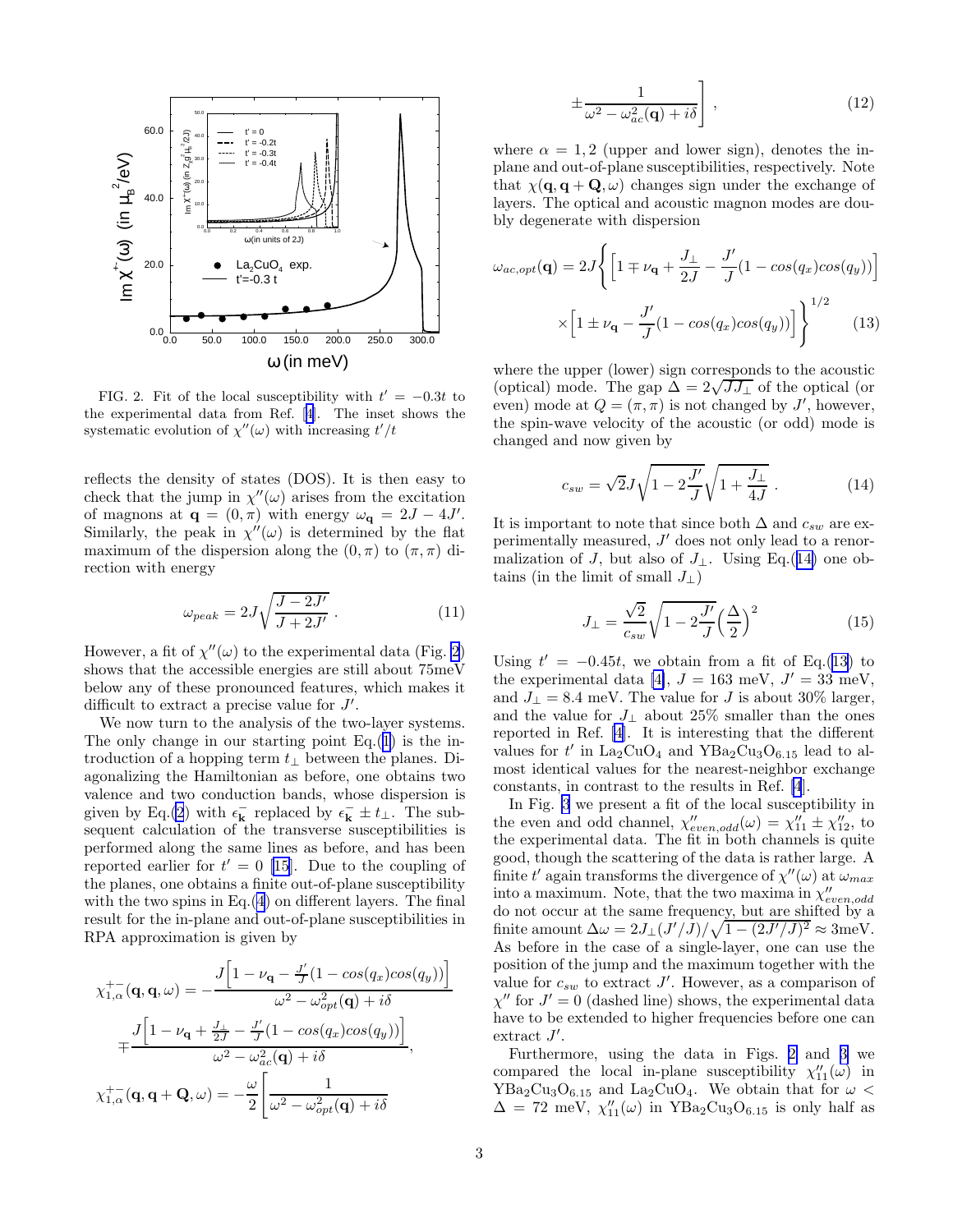FIG. 2. Fit of the local susceptibility with $t' = -0.3t$ to the experimental data from Ref. [4]. The inset shows the systematic evolution of $\chi''(\omega)$ with increasing $t'/t$

reflects the density of states (DOS). It is then easy to check that the jump in $\chi''(\omega)$ arises from the excitation of magnons at $\mathbf{q} = (0, \pi)$ with energy $\omega_{\mathbf{q}} = 2J - 4J'$. Similarly, the peak in $\chi''(\omega)$ is determined by the flat maximum of the dispersion along the $(0, \pi)$ to $(\pi, \pi)$ direction with energy

$$\omega_{peak} = 2J\sqrt{\frac{J - 2J'}{J + 2J'}} \; . \tag{11}$$

However, a fit of $\chi''(\omega)$ to the experimental data (Fig. 2) shows that the accessible energies are still about 75meV below any of these pronounced features, which makes it difficult to extract a precise value for $J'$.

We now turn to the analysis of the two-layer systems. The only change in our starting point Eq.(1) is the introduction of a hopping term $t_\perp$ between the planes. Diagonalizing the Hamiltonian as before, one obtains two valence and two conduction bands, whose dispersion is given by Eq.(2) with $\epsilon^-_{\mathbf{k}}$ replaced by $\epsilon^-_{\mathbf{k}} \pm t_\perp$. The subsequent calculation of the transverse susceptibilities is performed along the same lines as before, and has been reported earlier for $t' = 0$ [15]. Due to the coupling of the planes, one obtains a finite out-of-plane susceptibility with the two spins in Eq.(4) on different layers. The final result for the in-plane and out-of-plane susceptibilities in RPA approximation is given by

$$\chi^{+-}_{1,\alpha}(\mathbf{q},\mathbf{q},\omega) = -\frac{J\Big[1 - \nu_{\mathbf{q}} - \frac{J'}{J}(1 - cos(q_x)cos(q_y))\Big]}{\omega^2 - \omega^2_{opt}(\mathbf{q}) + i\delta}$$
$$\mp \frac{J\Big[1 - \nu_{\mathbf{q}} + \frac{J_\perp}{2J} - \frac{J'}{J}(1 - cos(q_x)cos(q_y))\Big]}{\omega^2 - \omega^2_{ac}(\mathbf{q}) + i\delta},$$
$$\chi^{+-}_{1,\alpha}(\mathbf{q},\mathbf{q}+\mathbf{Q},\omega) = -\frac{\omega}{2}\Bigg[\frac{1}{\omega^2 - \omega^2_{opt}(\mathbf{q}) + i\delta}$$
$$\pm \frac{1}{\omega^2 - \omega^2_{ac}(\mathbf{q}) + i\delta}\Bigg] \; , \tag{12}$$

where $\alpha = 1, 2$ (upper and lower sign), denotes the in-plane and out-of-plane susceptibilities, respectively. Note that $\chi(\mathbf{q}, \mathbf{q} + \mathbf{Q}, \omega)$ changes sign under the exchange of layers. The optical and acoustic magnon modes are doubly degenerate with dispersion

$$\omega_{ac,opt}(\mathbf{q}) = 2J\Bigg\{\Big[1 \mp \nu_{\mathbf{q}} + \frac{J_\perp}{2J} - \frac{J'}{J}(1 - cos(q_x)cos(q_y))\Big]$$
$$\times\Big[1 \pm \nu_{\mathbf{q}} - \frac{J'}{J}(1 - cos(q_x)cos(q_y))\Big]\Bigg\}^{1/2} \tag{13}$$

where the upper (lower) sign corresponds to the acoustic (optical) mode. The gap $\Delta = 2\sqrt{JJ_\perp}$ of the optical (or even) mode at $Q = (\pi, \pi)$ is not changed by $J'$, however, the spin-wave velocity of the acoustic (or odd) mode is changed and now given by

$$c_{sw} = \sqrt{2}J\sqrt{1 - 2\frac{J'}{J}}\sqrt{1 + \frac{J_\perp}{4J}} \; . \tag{14}$$

It is important to note that since both $\Delta$ and $c_{sw}$ are experimentally measured, $J'$ does not only lead to a renormalization of $J$, but also of $J_\perp$. Using Eq.(14) one obtains (in the limit of small $J_\perp$)

$$J_\perp = \frac{\sqrt{2}}{c_{sw}}\sqrt{1 - 2\frac{J'}{J}}\Big(\frac{\Delta}{2}\Big)^2 \tag{15}$$

Using $t' = -0.45t$, we obtain from a fit of Eq.(13) to the experimental data [4], $J = 163$ meV, $J' = 33$ meV, and $J_\perp = 8.4$ meV. The value for $J$ is about 30% larger, and the value for $J_\perp$ about 25% smaller than the ones reported in Ref. [4]. It is interesting that the different values for $t'$ in $La_2CuO_4$ and $YBa_2Cu_3O_{6.15}$ lead to almost identical values for the nearest-neighbor exchange constants, in contrast to the results in Ref. [4].

In Fig. 3 we present a fit of the local susceptibility in the even and odd channel, $\chi''_{even,odd}(\omega) = \chi''_{11} \pm \chi''_{12}$, to the experimental data. The fit in both channels is quite good, though the scattering of the data is rather large. A finite $t'$ again transforms the divergence of $\chi''(\omega)$ at $\omega_{max}$ into a maximum. Note, that the two maxima in $\chi''_{even,odd}$ do not occur at the same frequency, but are shifted by a finite amount $\Delta\omega = 2J_\perp(J'/J)/\sqrt{1 - (2J'/J)^2} \approx 3$meV. As before in the case of a single-layer, one can use the position of the jump and the maximum together with the value for $c_{sw}$ to extract $J'$. However, as a comparison of $\chi''$ for $J' = 0$ (dashed line) shows, the experimental data have to be extended to higher frequencies before one can extract $J'$.

Furthermore, using the data in Figs. 2 and 3 we compared the local in-plane susceptibility $\chi''_{11}(\omega)$ in $YBa_2Cu_3O_{6.15}$ and $La_2CuO_4$. We obtain that for $\omega < \Delta = 72$ meV, $\chi''_{11}(\omega)$ in $YBa_2Cu_3O_{6.15}$ is only half as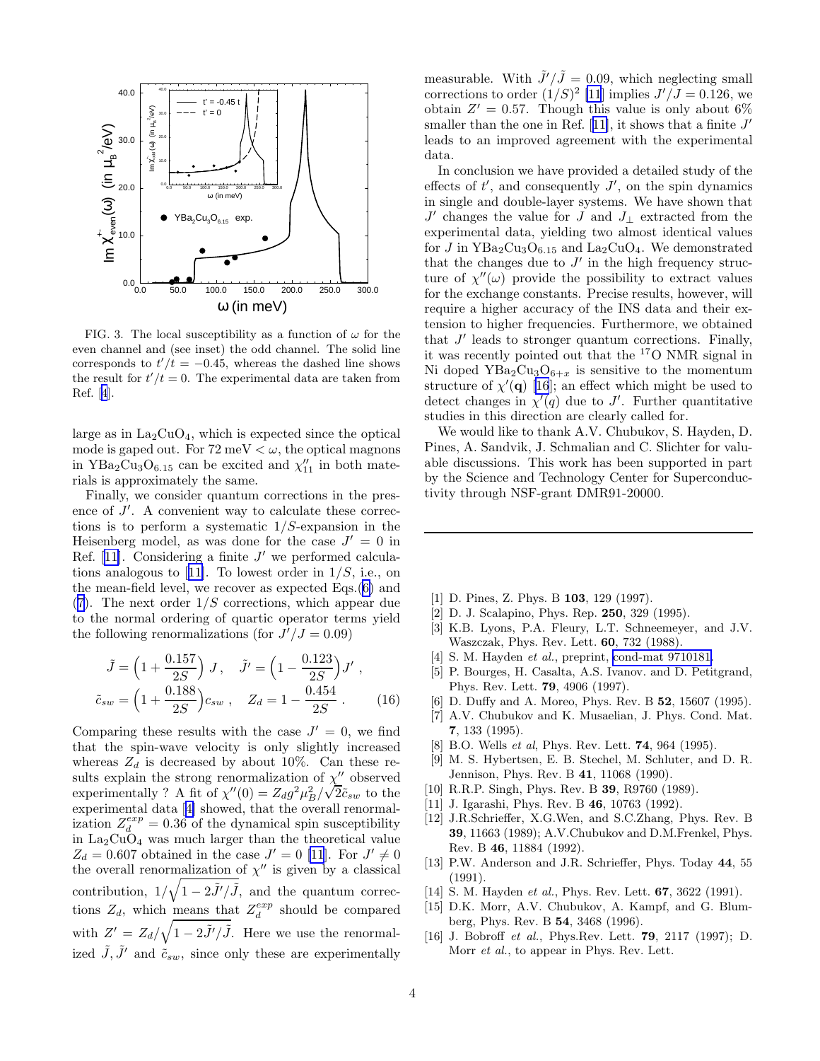40.0
30.0
20.0
10.0
0.0
0.0 50.0 100.0 150.0 200.0 250.0 300.0
$\omega$ (in meV)
Im $\chi^{+}_{even}(\omega)$ (in $\mu_B^2$/eV)
● $YBa_2Cu_3O_{6.15}$ exp.

t' = -0.45 t
t' = 0
Im $\chi^{+}_{odd}(\omega)$ (in $\mu_B^2$/eV)
$\omega$ (in meV)

FIG. 3. The local susceptibility as a function of $\omega$ for the even channel and (see inset) the odd channel. The solid line corresponds to $t'/t = -0.45$, whereas the dashed line shows the result for $t'/t = 0$. The experimental data are taken from Ref. [4].

large as in $La_2CuO_4$, which is expected since the optical mode is gaped out. For $72\,\text{meV} < \omega$, the optical magnons in $YBa_2Cu_3O_{6.15}$ can be excited and $\chi''_{11}$ in both materials is approximately the same.

Finally, we consider quantum corrections in the presence of $J'$. A convenient way to calculate these corrections is to perform a systematic $1/S$-expansion in the Heisenberg model, as was done for the case $J' = 0$ in Ref. [11]. Considering a finite $J'$ we performed calculations analogous to [11]. To lowest order in $1/S$, i.e., on the mean-field level, we recover as expected Eqs.(6) and (7). The next order $1/S$ corrections, which appear due to the normal ordering of quartic operator terms yield the following renormalizations (for $J'/J = 0.09$)

$$
\tilde{J} = \left(1 + \frac{0.157}{2S}\right) J\,, \quad \tilde{J}' = \left(1 - \frac{0.123}{2S}\right) J'\,,
$$
$$
\tilde{c}_{sw} = \left(1 + \frac{0.188}{2S}\right) c_{sw}\,, \quad Z_d = 1 - \frac{0.454}{2S}\,. \qquad (16)
$$

Comparing these results with the case $J' = 0$, we find that the spin-wave velocity is only slightly increased whereas $Z_d$ is decreased by about 10%. Can these results explain the strong renormalization of $\chi''$ observed experimentally ? A fit of $\chi''(0) = Z_d g^2 \mu_B^2 / \sqrt{2} \tilde{c}_{sw}$ to the experimental data [4] showed, that the overall renormalization $Z_d^{exp} = 0.36$ of the dynamical spin susceptibility in $La_2CuO_4$ was much larger than the theoretical value $Z_d = 0.607$ obtained in the case $J' = 0$ [11]. For $J' \neq 0$ the overall renormalization of $\chi''$ is given by a classical contribution, $1/\sqrt{1 - 2\tilde{J}'/\tilde{J}}$, and the quantum corrections $Z_d$, which means that $Z_d^{exp}$ should be compared with $Z' = Z_d / \sqrt{1 - 2\tilde{J}'/\tilde{J}}$. Here we use the renormalized $\tilde{J}, \tilde{J}'$ and $\tilde{c}_{sw}$, since only these are experimentally measurable. With $\tilde{J}'/\tilde{J} = 0.09$, which neglecting small corrections to order $(1/S)^2$ [11] implies $J'/J = 0.126$, we obtain $Z' = 0.57$. Though this value is only about 6% smaller than the one in Ref. [11], it shows that a finite $J'$ leads to an improved agreement with the experimental data.

In conclusion we have provided a detailed study of the effects of $t'$, and consequently $J'$, on the spin dynamics in single and double-layer systems. We have shown that $J'$ changes the value for $J$ and $J_\perp$ extracted from the experimental data, yielding two almost identical values for $J$ in $YBa_2Cu_3O_{6.15}$ and $La_2CuO_4$. We demonstrated that the changes due to $J'$ in the high frequency structure of $\chi''(\omega)$ provide the possibility to extract values for the exchange constants. Precise results, however, will require a higher accuracy of the INS data and their extension to higher frequencies. Furthermore, we obtained that $J'$ leads to stronger quantum corrections. Finally, it was recently pointed out that the $^{17}O$ NMR signal in Ni doped $YBa_2Cu_3O_{6+x}$ is sensitive to the momentum structure of $\chi'(\mathbf{q})$ [16]; an effect which might be used to detect changes in $\chi'(q)$ due to $J'$. Further quantitative studies in this direction are clearly called for.

We would like to thank A.V. Chubukov, S. Hayden, D. Pines, A. Sandvik, J. Schmalian and C. Slichter for valuable discussions. This work has been supported in part by the Science and Technology Center for Superconductivity through NSF-grant DMR91-20000.

---

[1] D. Pines, Z. Phys. B **103**, 129 (1997).
[2] D. J. Scalapino, Phys. Rep. **250**, 329 (1995).
[3] K.B. Lyons, P.A. Fleury, L.T. Schneemeyer, and J.V. Waszczak, Phys. Rev. Lett. **60**, 732 (1988).
[4] S. M. Hayden *et al.*, preprint, cond-mat 9710181.
[5] P. Bourges, H. Casalta, A.S. Ivanov. and D. Petitgrand, Phys. Rev. Lett. **79**, 4906 (1997).
[6] D. Duffy and A. Moreo, Phys. Rev. B **52**, 15607 (1995).
[7] A.V. Chubukov and K. Musaelian, J. Phys. Cond. Mat. **7**, 133 (1995).
[8] B.O. Wells *et al*, Phys. Rev. Lett. **74**, 964 (1995).
[9] M. S. Hybertsen, E. B. Stechel, M. Schluter, and D. R. Jennison, Phys. Rev. B **41**, 11068 (1990).
[10] R.R.P. Singh, Phys. Rev. B **39**, R9760 (1989).
[11] J. Igarashi, Phys. Rev. B **46**, 10763 (1992).
[12] J.R.Schrieffer, X.G.Wen, and S.C.Zhang, Phys. Rev. B **39**, 11663 (1989); A.V.Chubukov and D.M.Frenkel, Phys. Rev. B **46**, 11884 (1992).
[13] P.W. Anderson and J.R. Schrieffer, Phys. Today **44**, 55 (1991).
[14] S. M. Hayden *et al.*, Phys. Rev. Lett. **67**, 3622 (1991).
[15] D.K. Morr, A.V. Chubukov, A. Kampf, and G. Blumberg, Phys. Rev. B **54**, 3468 (1996).
[16] J. Bobroff *et al.*, Phys.Rev. Lett. **79**, 2117 (1997); D. Morr *et al.*, to appear in Phys. Rev. Lett.